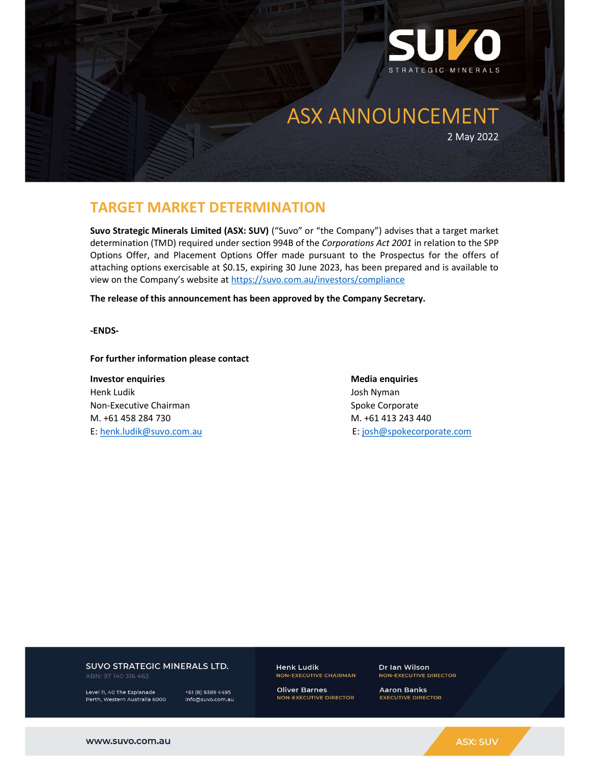# ASX ANNOUNCEMENT

2 May 2022

## TARGET MARKET DETERMINATION

**Suvo Strategic Minerals Limited (ASX: SUV)** ("Suvo" or "the Company") advises that a target market determination (TMD) required under section 994B of the *Corporations Act 2001* in relation to the SPP Options Offer, and Placement Options Offer made pursuant to the Prospectus for the offers of attaching options exercisable at $0.15, expiring 30 June 2023, has been prepared and is available to view on the Company's website at https://suvo.com.au/investors/compliance

**The release of this announcement has been approved by the Company Secretary.**

**-ENDS-**

**For further information please contact**

**Investor enquiries**
Henk Ludik
Non-Executive Chairman
M. +61 458 284 730
E: henk.ludik@suvo.com.au

**Media enquiries**
Josh Nyman
Spoke Corporate
M. +61 413 243 440
E: josh@spokecorporate.com

SUVO STRATEGIC MINERALS LTD.
ABN: 97 140 316 463

Level 11, 40 The Esplanade
Perth, Western Australia 6000

+61 (8) 9389 4495
info@suvo.com.au

Henk Ludik – NON-EXECUTIVE CHAIRMAN
Dr Ian Wilson – NON-EXECUTIVE DIRECTOR
Oliver Barnes – NON-EXECUTIVE DIRECTOR
Aaron Banks – EXECUTIVE DIRECTOR

www.suvo.com.au

ASX: SUV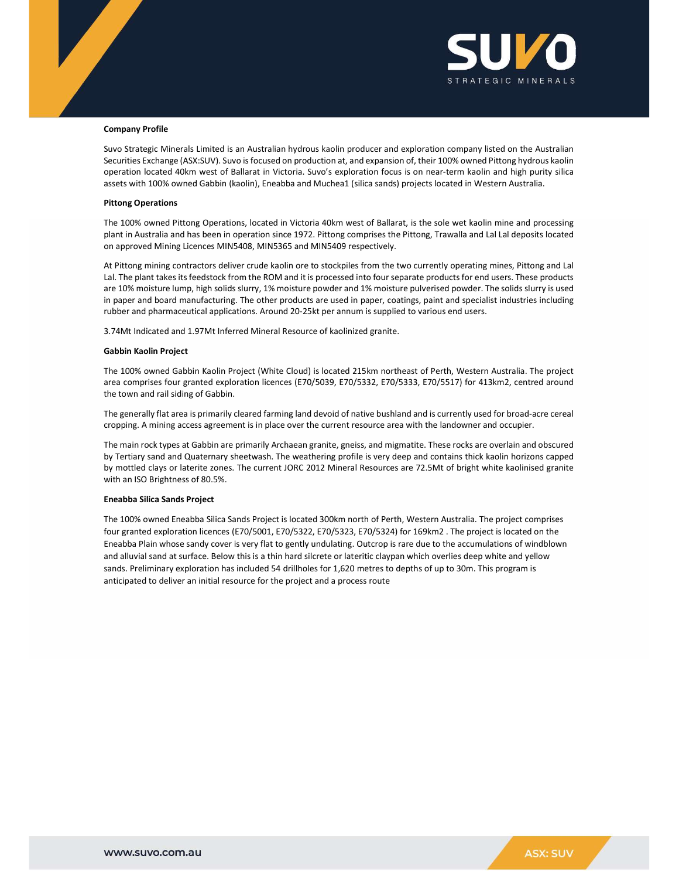**Company Profile**

Suvo Strategic Minerals Limited is an Australian hydrous kaolin producer and exploration company listed on the Australian Securities Exchange (ASX:SUV). Suvo is focused on production at, and expansion of, their 100% owned Pittong hydrous kaolin operation located 40km west of Ballarat in Victoria. Suvo's exploration focus is on near-term kaolin and high purity silica assets with 100% owned Gabbin (kaolin), Eneabba and Muchea1 (silica sands) projects located in Western Australia.

**Pittong Operations**

The 100% owned Pittong Operations, located in Victoria 40km west of Ballarat, is the sole wet kaolin mine and processing plant in Australia and has been in operation since 1972. Pittong comprises the Pittong, Trawalla and Lal Lal deposits located on approved Mining Licences MIN5408, MIN5365 and MIN5409 respectively.

At Pittong mining contractors deliver crude kaolin ore to stockpiles from the two currently operating mines, Pittong and Lal Lal. The plant takes its feedstock from the ROM and it is processed into four separate products for end users. These products are 10% moisture lump, high solids slurry, 1% moisture powder and 1% moisture pulverised powder. The solids slurry is used in paper and board manufacturing. The other products are used in paper, coatings, paint and specialist industries including rubber and pharmaceutical applications. Around 20-25kt per annum is supplied to various end users.

3.74Mt Indicated and 1.97Mt Inferred Mineral Resource of kaolinized granite.

**Gabbin Kaolin Project**

The 100% owned Gabbin Kaolin Project (White Cloud) is located 215km northeast of Perth, Western Australia. The project area comprises four granted exploration licences (E70/5039, E70/5332, E70/5333, E70/5517) for 413km2, centred around the town and rail siding of Gabbin.

The generally flat area is primarily cleared farming land devoid of native bushland and is currently used for broad-acre cereal cropping. A mining access agreement is in place over the current resource area with the landowner and occupier.

The main rock types at Gabbin are primarily Archaean granite, gneiss, and migmatite. These rocks are overlain and obscured by Tertiary sand and Quaternary sheetwash. The weathering profile is very deep and contains thick kaolin horizons capped by mottled clays or laterite zones. The current JORC 2012 Mineral Resources are 72.5Mt of bright white kaolinised granite with an ISO Brightness of 80.5%.

**Eneabba Silica Sands Project**

The 100% owned Eneabba Silica Sands Project is located 300km north of Perth, Western Australia. The project comprises four granted exploration licences (E70/5001, E70/5322, E70/5323, E70/5324) for 169km2 . The project is located on the Eneabba Plain whose sandy cover is very flat to gently undulating. Outcrop is rare due to the accumulations of windblown and alluvial sand at surface. Below this is a thin hard silcrete or lateritic claypan which overlies deep white and yellow sands. Preliminary exploration has included 54 drillholes for 1,620 metres to depths of up to 30m. This program is anticipated to deliver an initial resource for the project and a process route